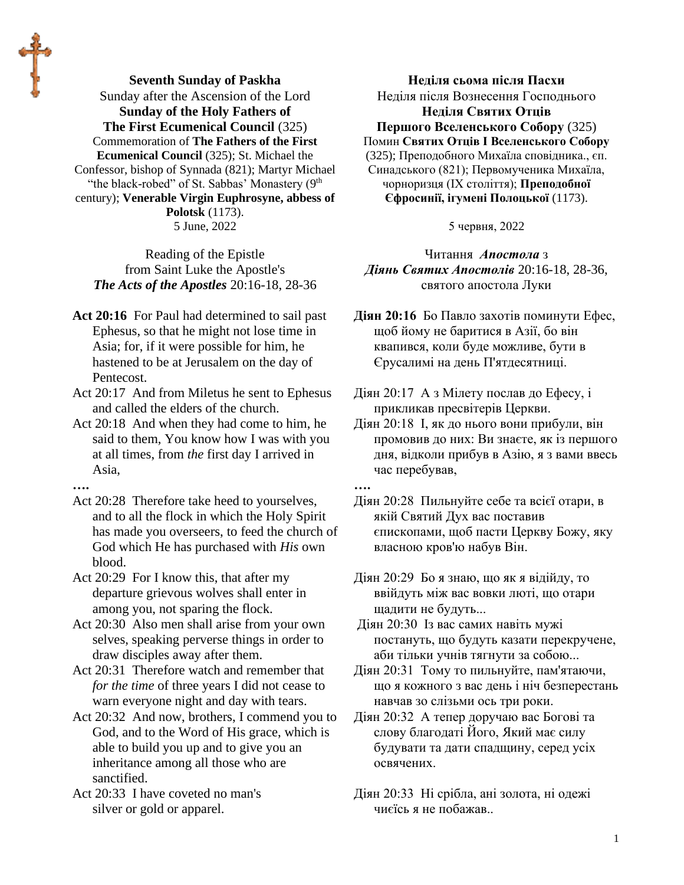**Seventh Sunday of Paskha**
Sunday after the Ascension of the Lord
**Sunday of the Holy Fathers of The First Ecumenical Council** (325)
Commemoration of **The Fathers of the First Ecumenical Council** (325); St. Michael the Confessor, bishop of Synnada (821); Martyr Michael "the black-robed" of St. Sabbas' Monastery (9th century); **Venerable Virgin Euphrosyne, abbess of Polotsk** (1173).
5 June, 2022

Reading of the Epistle
from Saint Luke the Apostle's
***The Acts of the Apostles*** 20:16-18, 28-36

**Act 20:16** For Paul had determined to sail past Ephesus, so that he might not lose time in Asia; for, if it were possible for him, he hastened to be at Jerusalem on the day of Pentecost.

Act 20:17 And from Miletus he sent to Ephesus and called the elders of the church.

Act 20:18 And when they had come to him, he said to them, You know how I was with you at all times, from *the* first day I arrived in Asia,

**….**

Act 20:28 Therefore take heed to yourselves, and to all the flock in which the Holy Spirit has made you overseers, to feed the church of God which He has purchased with *His* own blood.

Act 20:29 For I know this, that after my departure grievous wolves shall enter in among you, not sparing the flock.

Act 20:30 Also men shall arise from your own selves, speaking perverse things in order to draw disciples away after them.

Act 20:31 Therefore watch and remember that *for the time* of three years I did not cease to warn everyone night and day with tears.

Act 20:32 And now, brothers, I commend you to God, and to the Word of His grace, which is able to build you up and to give you an inheritance among all those who are sanctified.

Act 20:33 I have coveted no man's silver or gold or apparel.

**Неділя сьома після Пасхи**
Неділя після Вознесення Господнього
**Неділя Святих Отців Першого Вселенського Собору** (325)
Помин **Святих Отців І Вселенського Собору** (325); Преподобного Михаїла сповідника., єп. Синадського (821); Первомученика Михаїла, чорноризця (IX століття); **Преподобної Єфросинії, ігумені Полоцької** (1173).
5 червня, 2022

Читання ***Апостола*** з
***Діянь Святих Апостолів*** 20:16-18, 28-36,
святого апостола Луки

**Діян 20:16** Бо Павло захотів поминути Ефес, щоб йому не баритися в Азії, бо він квапився, коли буде можливе, бути в Єрусалимі на день П'ятдесятниці.

Діян 20:17 А з Мілету послав до Ефесу, і прикликав пресвітерів Церкви.

Діян 20:18 І, як до нього вони прибули, він промовив до них: Ви знаєте, як із першого дня, відколи прибув в Азію, я з вами ввесь час перебував,

**….**

Діян 20:28 Пильнуйте себе та всієї отари, в якій Святий Дух вас поставив єпископами, щоб пасти Церкву Божу, яку власною кров'ю набув Він.

Діян 20:29 Бо я знаю, що як я відійду, то ввійдуть між вас вовки люті, що отари щадити не будуть...

Діян 20:30 Із вас самих навіть мужі постануть, що будуть казати перекручене, аби тільки учнів тягнути за собою...

Діян 20:31 Тому то пильнуйте, пам'ятаючи, що я кожного з вас день і ніч безперестань навчав зо слізьми ось три роки.

Діян 20:32 А тепер доручаю вас Богові та слову благодаті Його, Який має силу будувати та дати спадщину, серед усіх освячених.

Діян 20:33 Ні срібла, ані золота, ні одежі чиєїсь я не побажав..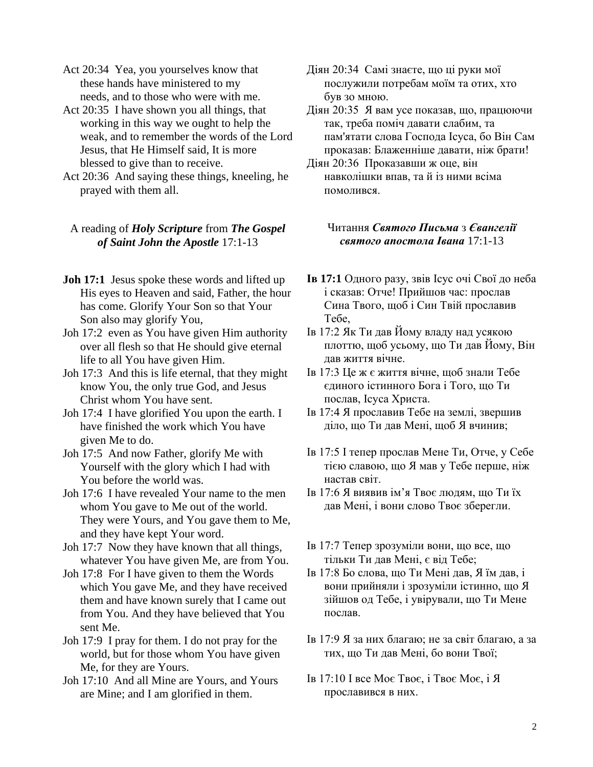Act 20:34 Yea, you yourselves know that these hands have ministered to my needs, and to those who were with me.

Act 20:35 I have shown you all things, that working in this way we ought to help the weak, and to remember the words of the Lord Jesus, that He Himself said, It is more blessed to give than to receive.

Act 20:36 And saying these things, kneeling, he prayed with them all.

Діян 20:34 Самі знаєте, що ці руки мої послужили потребам моїм та отих, хто був зо мною.

Діян 20:35 Я вам усе показав, що, працюючи так, треба поміч давати слабим, та пам'ятати слова Господа Ісуса, бо Він Сам проказав: Блаженніше давати, ніж брати!

Діян 20:36 Проказавши ж оце, він навколішки впав, та й із ними всіма помолився.

A reading of ***Holy Scripture*** from ***The Gospel of Saint John the Apostle*** 17:1-13

**Joh 17:1** Jesus spoke these words and lifted up His eyes to Heaven and said, Father, the hour has come. Glorify Your Son so that Your Son also may glorify You,

Joh 17:2 even as You have given Him authority over all flesh so that He should give eternal life to all You have given Him.

Joh 17:3 And this is life eternal, that they might know You, the only true God, and Jesus Christ whom You have sent.

Joh 17:4 I have glorified You upon the earth. I have finished the work which You have given Me to do.

Joh 17:5 And now Father, glorify Me with Yourself with the glory which I had with You before the world was.

Joh 17:6 I have revealed Your name to the men whom You gave to Me out of the world. They were Yours, and You gave them to Me, and they have kept Your word.

Joh 17:7 Now they have known that all things, whatever You have given Me, are from You.

Joh 17:8 For I have given to them the Words which You gave Me, and they have received them and have known surely that I came out from You. And they have believed that You sent Me.

Joh 17:9 I pray for them. I do not pray for the world, but for those whom You have given Me, for they are Yours.

Joh 17:10 And all Mine are Yours, and Yours are Mine; and I am glorified in them.

Читання ***Святого Письма*** з ***Євангелії святого апостола Івана*** 17:1-13

**Ів 17:1** Одного разу, звів Ісус очі Свої до неба і сказав: Отче! Прийшов час: прослав Сина Твого, щоб і Син Твій прославив Тебе,

Ів 17:2 Як Ти дав Йому владу над усякою плоттю, щоб усьому, що Ти дав Йому, Він дав життя вічне.

Ів 17:3 Це ж є життя вічне, щоб знали Тебе єдиного істинного Бога і Того, що Ти послав, Ісуса Христа.

Ів 17:4 Я прославив Тебе на землі, звершив діло, що Ти дав Мені, щоб Я вчинив;

Ів 17:5 І тепер прослав Мене Ти, Отче, у Себе тією славою, що Я мав у Тебе перше, ніж настав світ.

Ів 17:6 Я виявив ім'я Твоє людям, що Ти їх дав Мені, і вони слово Твоє зберегли.

Ів 17:7 Тепер зрозуміли вони, що все, що тільки Ти дав Мені, є від Тебе;

Ів 17:8 Бо слова, що Ти Мені дав, Я їм дав, і вони прийняли і зрозуміли істинно, що Я зійшов од Тебе, і увірували, що Ти Мене послав.

Ів 17:9 Я за них благаю; не за світ благаю, а за тих, що Ти дав Мені, бо вони Твої;

Ів 17:10 І все Моє Твоє, і Твоє Моє, і Я прославився в них.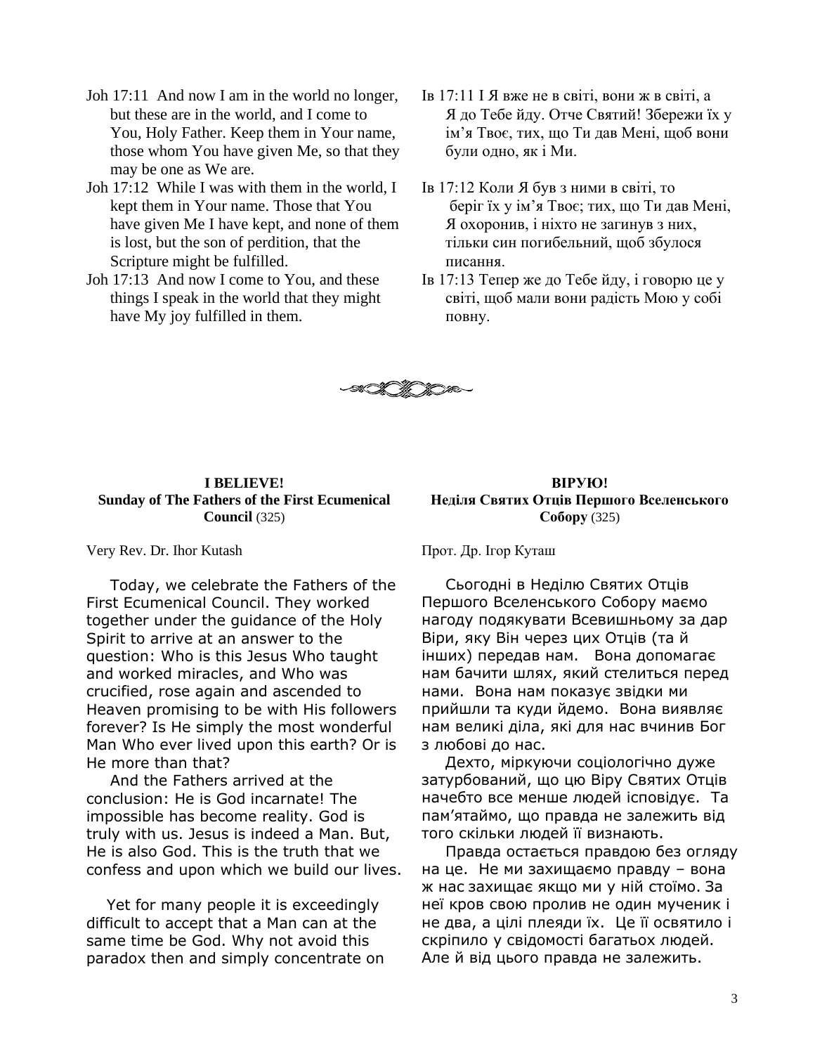Joh 17:11 And now I am in the world no longer, but these are in the world, and I come to You, Holy Father. Keep them in Your name, those whom You have given Me, so that they may be one as We are.

Joh 17:12 While I was with them in the world, I kept them in Your name. Those that You have given Me I have kept, and none of them is lost, but the son of perdition, that the Scripture might be fulfilled.

Joh 17:13 And now I come to You, and these things I speak in the world that they might have My joy fulfilled in them.

Ів 17:11 І Я вже не в світі, вони ж в світі, а Я до Тебе йду. Отче Святий! Збережи їх у ім'я Твоє, тих, що Ти дав Мені, щоб вони були одно, як і Ми.

Ів 17:12 Коли Я був з ними в світі, то беріг їх у ім'я Твоє; тих, що Ти дав Мені, Я охоронив, і ніхто не загинув з них, тільки син погибельний, щоб збулося писання.

Ів 17:13 Тепер же до Тебе йду, і говорю це у світі, щоб мали вони радість Мою у собі повну.

---

**I BELIEVE!**
**Sunday of The Fathers of the First Ecumenical Council** (325)

Very Rev. Dr. Ihor Kutash

Today, we celebrate the Fathers of the First Ecumenical Council. They worked together under the guidance of the Holy Spirit to arrive at an answer to the question: Who is this Jesus Who taught and worked miracles, and Who was crucified, rose again and ascended to Heaven promising to be with His followers forever? Is He simply the most wonderful Man Who ever lived upon this earth? Or is He more than that?

And the Fathers arrived at the conclusion: He is God incarnate! The impossible has become reality. God is truly with us. Jesus is indeed a Man. But, He is also God. This is the truth that we confess and upon which we build our lives.

Yet for many people it is exceedingly difficult to accept that a Man can at the same time be God. Why not avoid this paradox then and simply concentrate on

**ВІРУЮ!**
**Неділя Святих Отців Першого Вселенського Собору** (325)

Прот. Др. Ігор Куташ

Сьогодні в Неділю Святих Отців Першого Вселенського Собору маємо нагоду подякувати Всевишньому за дар Віри, яку Він через цих Отців (та й інших) передав нам. Вона допомагає нам бачити шлях, який стелиться перед нами. Вона нам показує звідки ми прийшли та куди йдемо. Вона виявляє нам великі діла, які для нас вчинив Бог з любові до нас.

Дехто, міркуючи соціологічно дуже затурбований, що цю Віру Святих Отців начебто все менше людей ісповідує. Та пам'ятаймо, що правда не залежить від того скільки людей її визнають.

Правда остається правдою без огляду на це. Не ми захищаємо правду – вона ж нас захищає якщо ми у ній стоїмо. За неї кров свою пролив не один мученик і не два, а цілі плеяди їх. Це її освятило і скріпило у свідомості багатьох людей. Але й від цього правда не залежить.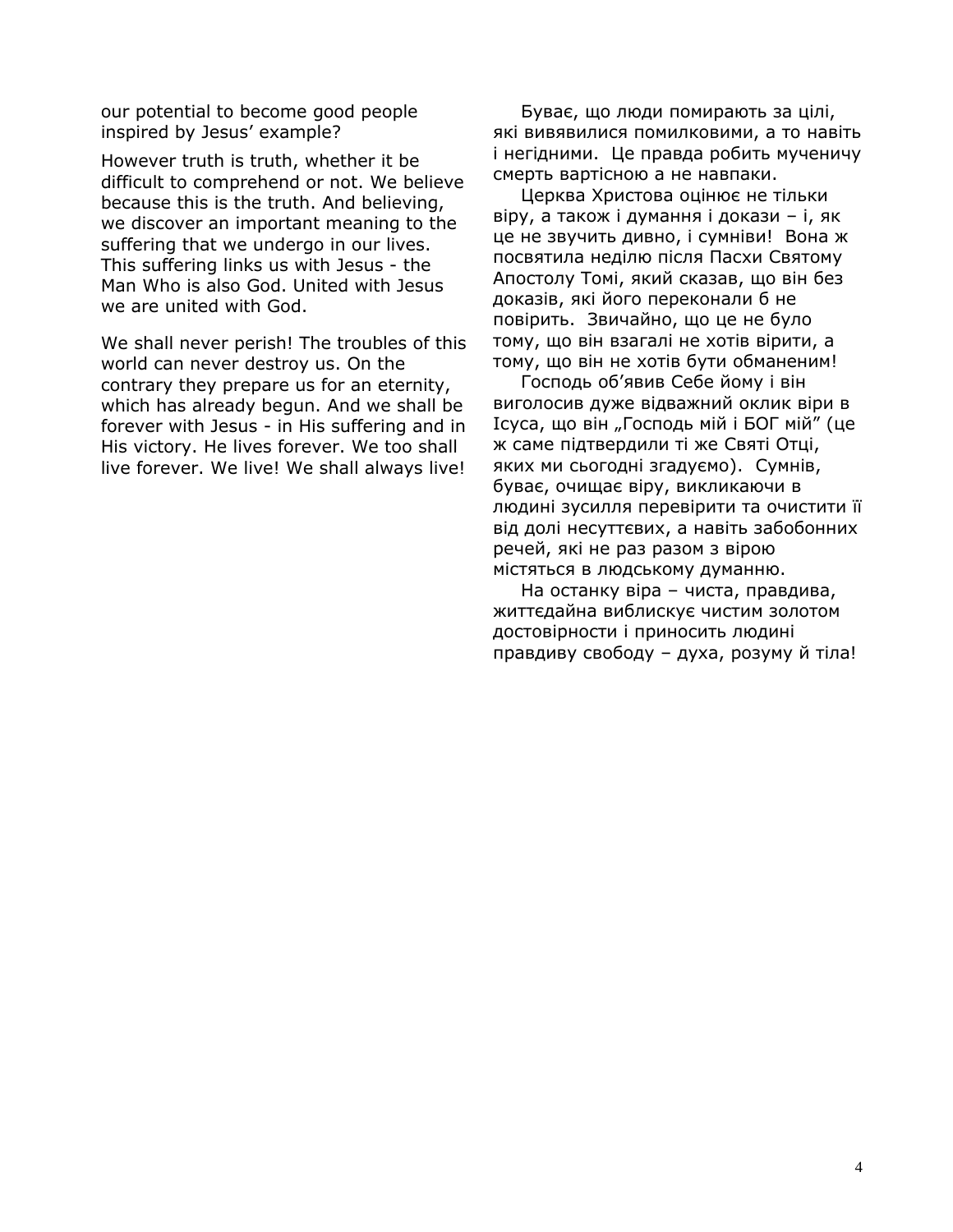our potential to become good people inspired by Jesus' example?

However truth is truth, whether it be difficult to comprehend or not. We believe because this is the truth. And believing, we discover an important meaning to the suffering that we undergo in our lives. This suffering links us with Jesus - the Man Who is also God. United with Jesus we are united with God.

We shall never perish! The troubles of this world can never destroy us. On the contrary they prepare us for an eternity, which has already begun. And we shall be forever with Jesus - in His suffering and in His victory. He lives forever. We too shall live forever. We live! We shall always live!

Буває, що люди помирають за цілі, які вивявилися помилковими, а то навіть і негідними. Це правда робить мученичу смерть вартісною а не навпаки.

Церква Христова оцінює не тільки віру, а також і думання і докази – і, як це не звучить дивно, і сумніви! Вона ж посвятила неділю після Пасхи Святому Апостолу Томі, який сказав, що він без доказів, які його переконали б не повірить. Звичайно, що це не було тому, що він взагалі не хотів вірити, а тому, що він не хотів бути обманеним!

Господь об'явив Себе йому і він виголосив дуже відважний оклик віри в Ісуса, що він „Господь мій і БОГ мій" (це ж саме підтвердили ті же Святі Отці, яких ми сьогодні згадуємо). Сумнів, буває, очищає віру, викликаючи в людині зусилля перевірити та очистити її від долі несуттєвих, а навіть забобонних речей, які не раз разом з вірою містяться в людському думанню.

На останку віра – чиста, правдива, життєдайна виблискує чистим золотом достовірности і приносить людині правдиву свободу – духа, розуму й тіла!